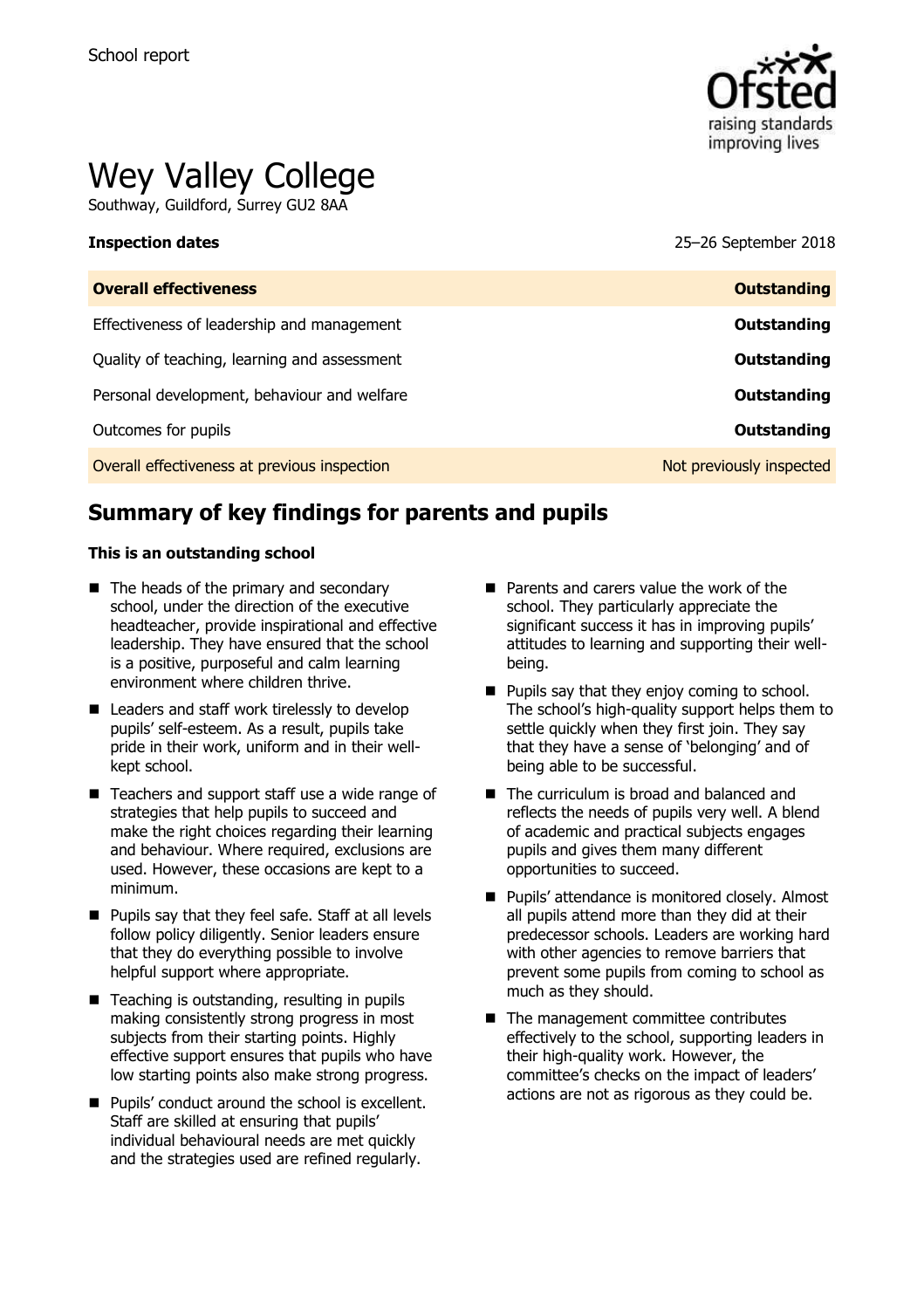School report

# Wey Valley College

Southway, Guildford, Surrey GU2 8AA

**Inspection dates** 25–26 September 2018

| **Overall effectiveness** | **Outstanding** |
| --- | --- |
| Effectiveness of leadership and management | **Outstanding** |
| Quality of teaching, learning and assessment | **Outstanding** |
| Personal development, behaviour and welfare | **Outstanding** |
| Outcomes for pupils | **Outstanding** |
| Overall effectiveness at previous inspection | Not previously inspected |

## Summary of key findings for parents and pupils

**This is an outstanding school**

- The heads of the primary and secondary school, under the direction of the executive headteacher, provide inspirational and effective leadership. They have ensured that the school is a positive, purposeful and calm learning environment where children thrive.
- Leaders and staff work tirelessly to develop pupils' self-esteem. As a result, pupils take pride in their work, uniform and in their well-kept school.
- Teachers and support staff use a wide range of strategies that help pupils to succeed and make the right choices regarding their learning and behaviour. Where required, exclusions are used. However, these occasions are kept to a minimum.
- Pupils say that they feel safe. Staff at all levels follow policy diligently. Senior leaders ensure that they do everything possible to involve helpful support where appropriate.
- Teaching is outstanding, resulting in pupils making consistently strong progress in most subjects from their starting points. Highly effective support ensures that pupils who have low starting points also make strong progress.
- Pupils' conduct around the school is excellent. Staff are skilled at ensuring that pupils' individual behavioural needs are met quickly and the strategies used are refined regularly.
- Parents and carers value the work of the school. They particularly appreciate the significant success it has in improving pupils' attitudes to learning and supporting their well-being.
- Pupils say that they enjoy coming to school. The school's high-quality support helps them to settle quickly when they first join. They say that they have a sense of 'belonging' and of being able to be successful.
- The curriculum is broad and balanced and reflects the needs of pupils very well. A blend of academic and practical subjects engages pupils and gives them many different opportunities to succeed.
- Pupils' attendance is monitored closely. Almost all pupils attend more than they did at their predecessor schools. Leaders are working hard with other agencies to remove barriers that prevent some pupils from coming to school as much as they should.
- The management committee contributes effectively to the school, supporting leaders in their high-quality work. However, the committee's checks on the impact of leaders' actions are not as rigorous as they could be.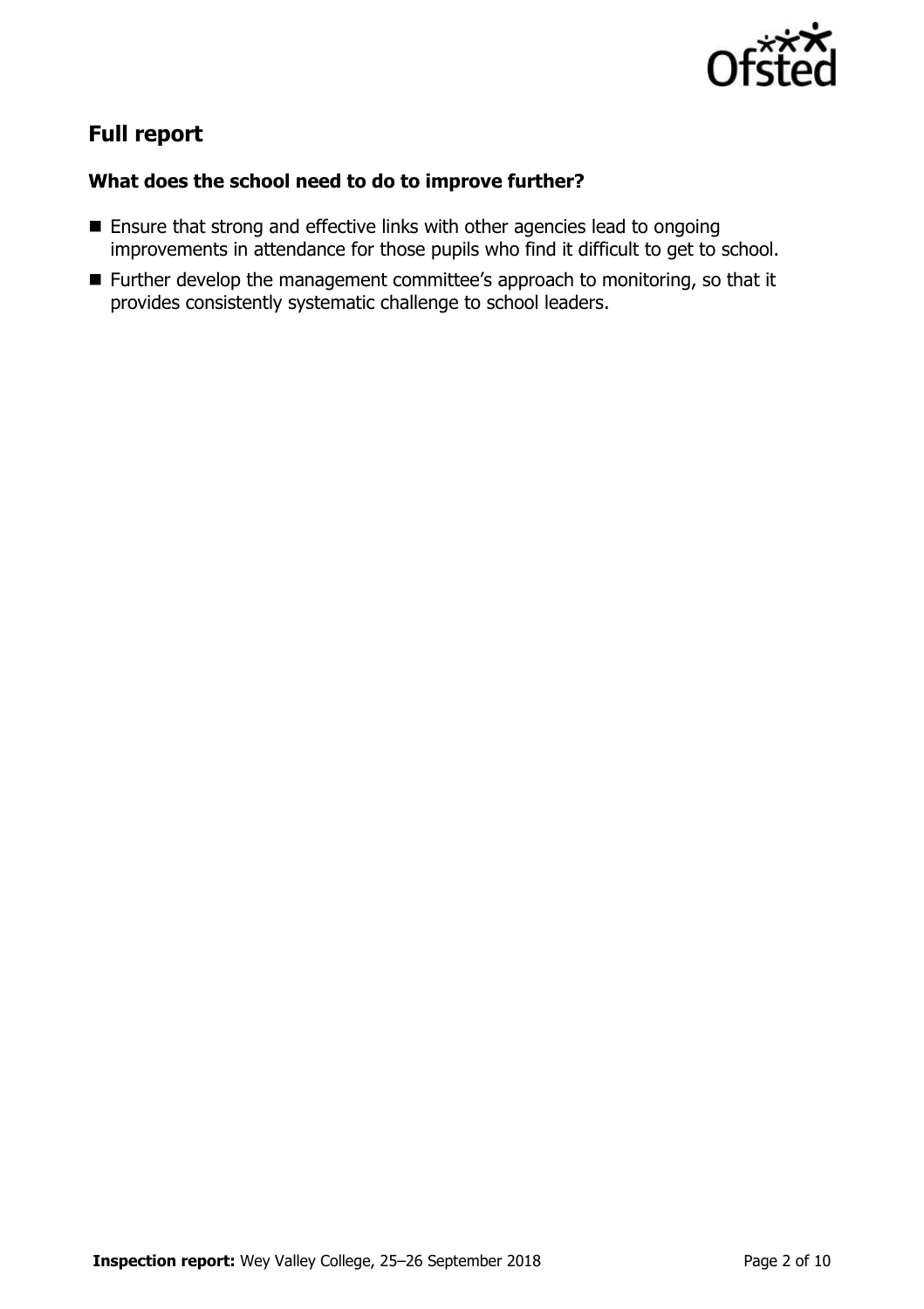## Full report

### What does the school need to do to improve further?

- Ensure that strong and effective links with other agencies lead to ongoing improvements in attendance for those pupils who find it difficult to get to school.
- Further develop the management committee's approach to monitoring, so that it provides consistently systematic challenge to school leaders.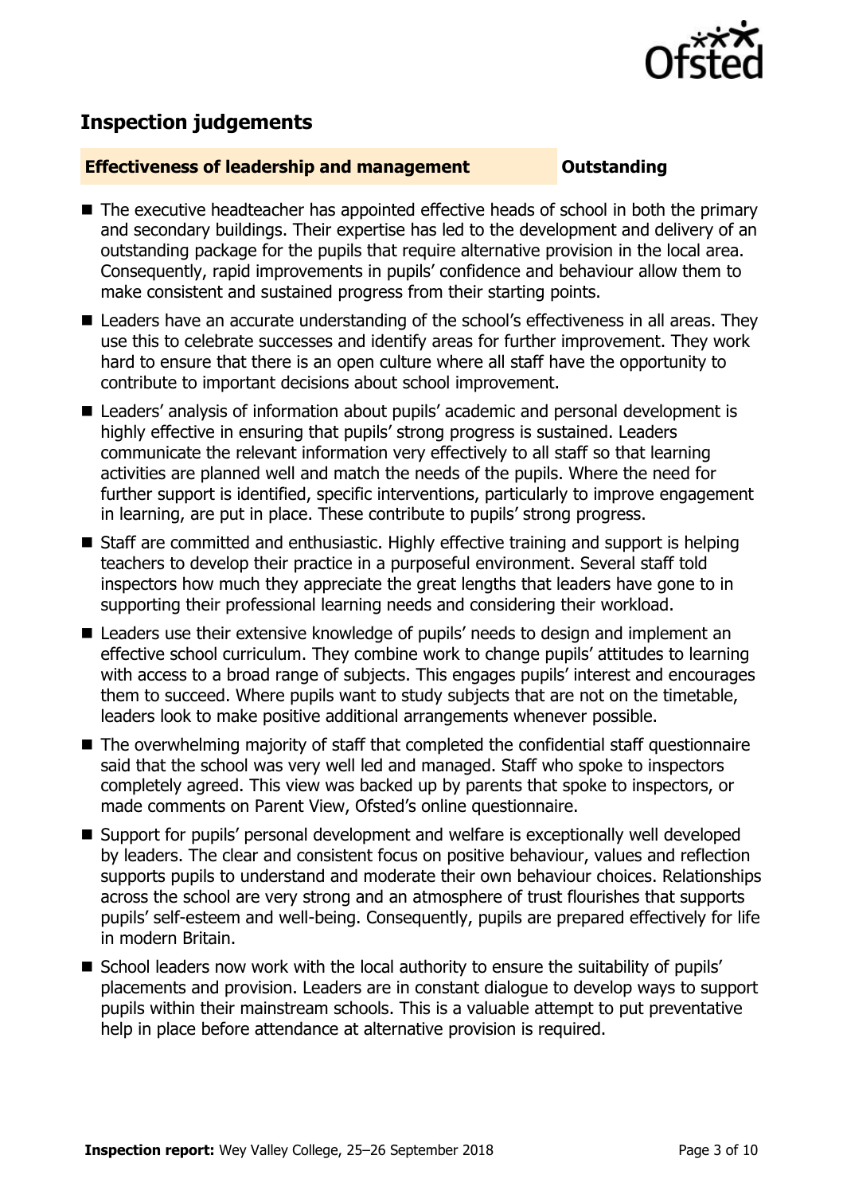## Inspection judgements

### Effectiveness of leadership and management — Outstanding

- The executive headteacher has appointed effective heads of school in both the primary and secondary buildings. Their expertise has led to the development and delivery of an outstanding package for the pupils that require alternative provision in the local area. Consequently, rapid improvements in pupils' confidence and behaviour allow them to make consistent and sustained progress from their starting points.
- Leaders have an accurate understanding of the school's effectiveness in all areas. They use this to celebrate successes and identify areas for further improvement. They work hard to ensure that there is an open culture where all staff have the opportunity to contribute to important decisions about school improvement.
- Leaders' analysis of information about pupils' academic and personal development is highly effective in ensuring that pupils' strong progress is sustained. Leaders communicate the relevant information very effectively to all staff so that learning activities are planned well and match the needs of the pupils. Where the need for further support is identified, specific interventions, particularly to improve engagement in learning, are put in place. These contribute to pupils' strong progress.
- Staff are committed and enthusiastic. Highly effective training and support is helping teachers to develop their practice in a purposeful environment. Several staff told inspectors how much they appreciate the great lengths that leaders have gone to in supporting their professional learning needs and considering their workload.
- Leaders use their extensive knowledge of pupils' needs to design and implement an effective school curriculum. They combine work to change pupils' attitudes to learning with access to a broad range of subjects. This engages pupils' interest and encourages them to succeed. Where pupils want to study subjects that are not on the timetable, leaders look to make positive additional arrangements whenever possible.
- The overwhelming majority of staff that completed the confidential staff questionnaire said that the school was very well led and managed. Staff who spoke to inspectors completely agreed. This view was backed up by parents that spoke to inspectors, or made comments on Parent View, Ofsted's online questionnaire.
- Support for pupils' personal development and welfare is exceptionally well developed by leaders. The clear and consistent focus on positive behaviour, values and reflection supports pupils to understand and moderate their own behaviour choices. Relationships across the school are very strong and an atmosphere of trust flourishes that supports pupils' self-esteem and well-being. Consequently, pupils are prepared effectively for life in modern Britain.
- School leaders now work with the local authority to ensure the suitability of pupils' placements and provision. Leaders are in constant dialogue to develop ways to support pupils within their mainstream schools. This is a valuable attempt to put preventative help in place before attendance at alternative provision is required.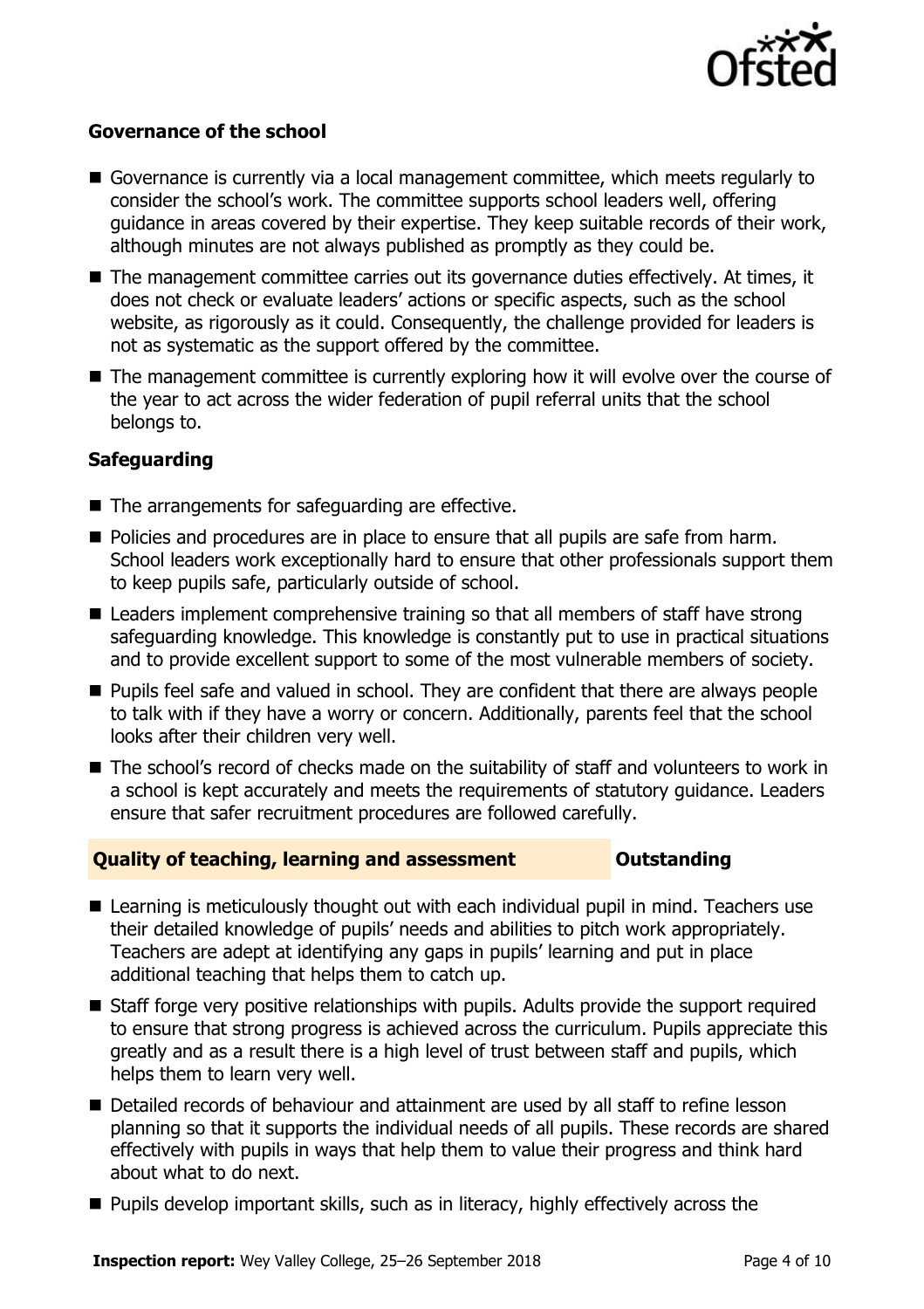### Governance of the school

- Governance is currently via a local management committee, which meets regularly to consider the school's work. The committee supports school leaders well, offering guidance in areas covered by their expertise. They keep suitable records of their work, although minutes are not always published as promptly as they could be.
- The management committee carries out its governance duties effectively. At times, it does not check or evaluate leaders' actions or specific aspects, such as the school website, as rigorously as it could. Consequently, the challenge provided for leaders is not as systematic as the support offered by the committee.
- The management committee is currently exploring how it will evolve over the course of the year to act across the wider federation of pupil referral units that the school belongs to.

### Safeguarding

- The arrangements for safeguarding are effective.
- Policies and procedures are in place to ensure that all pupils are safe from harm. School leaders work exceptionally hard to ensure that other professionals support them to keep pupils safe, particularly outside of school.
- Leaders implement comprehensive training so that all members of staff have strong safeguarding knowledge. This knowledge is constantly put to use in practical situations and to provide excellent support to some of the most vulnerable members of society.
- Pupils feel safe and valued in school. They are confident that there are always people to talk with if they have a worry or concern. Additionally, parents feel that the school looks after their children very well.
- The school's record of checks made on the suitability of staff and volunteers to work in a school is kept accurately and meets the requirements of statutory guidance. Leaders ensure that safer recruitment procedures are followed carefully.

## Quality of teaching, learning and assessment — Outstanding

- Learning is meticulously thought out with each individual pupil in mind. Teachers use their detailed knowledge of pupils' needs and abilities to pitch work appropriately. Teachers are adept at identifying any gaps in pupils' learning and put in place additional teaching that helps them to catch up.
- Staff forge very positive relationships with pupils. Adults provide the support required to ensure that strong progress is achieved across the curriculum. Pupils appreciate this greatly and as a result there is a high level of trust between staff and pupils, which helps them to learn very well.
- Detailed records of behaviour and attainment are used by all staff to refine lesson planning so that it supports the individual needs of all pupils. These records are shared effectively with pupils in ways that help them to value their progress and think hard about what to do next.
- Pupils develop important skills, such as in literacy, highly effectively across the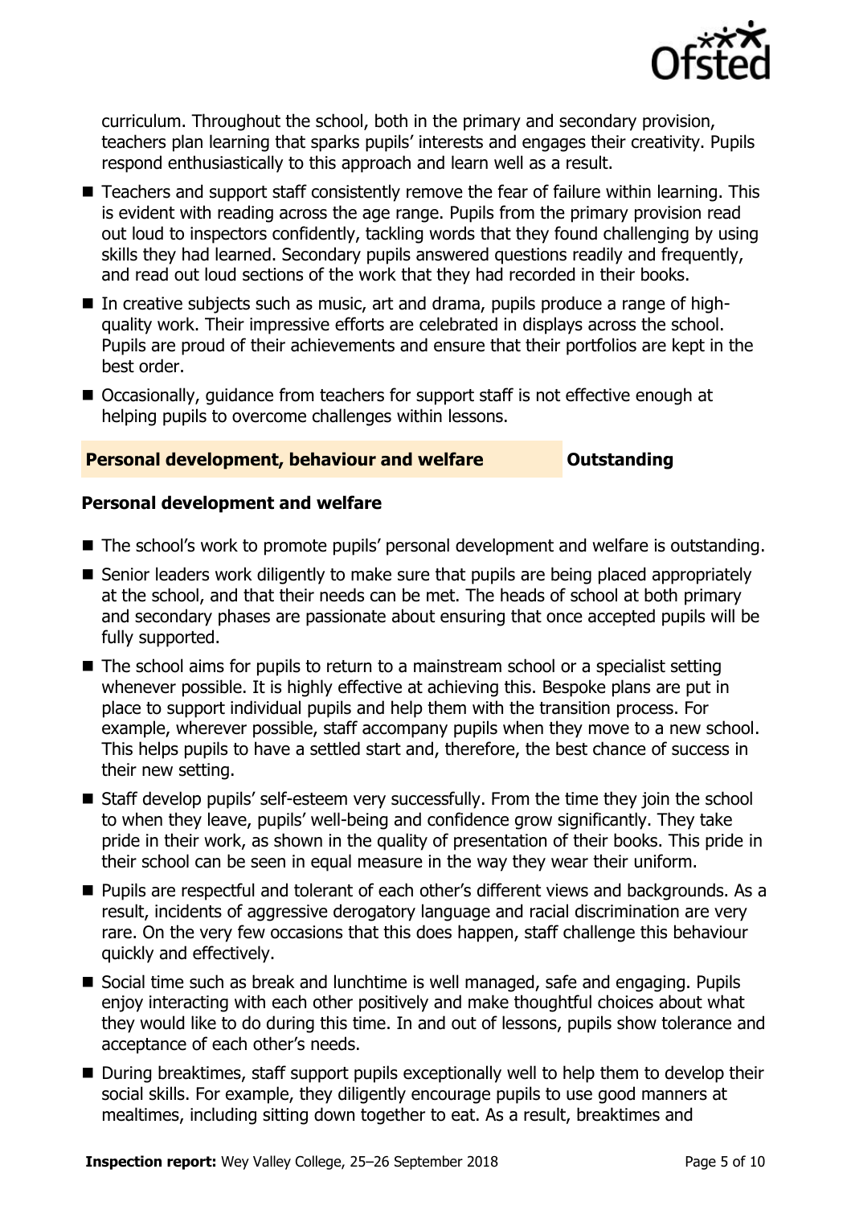curriculum. Throughout the school, both in the primary and secondary provision, teachers plan learning that sparks pupils' interests and engages their creativity. Pupils respond enthusiastically to this approach and learn well as a result.

- Teachers and support staff consistently remove the fear of failure within learning. This is evident with reading across the age range. Pupils from the primary provision read out loud to inspectors confidently, tackling words that they found challenging by using skills they had learned. Secondary pupils answered questions readily and frequently, and read out loud sections of the work that they had recorded in their books.
- In creative subjects such as music, art and drama, pupils produce a range of high-quality work. Their impressive efforts are celebrated in displays across the school. Pupils are proud of their achievements and ensure that their portfolios are kept in the best order.
- Occasionally, guidance from teachers for support staff is not effective enough at helping pupils to overcome challenges within lessons.

## Personal development, behaviour and welfare — Outstanding

### Personal development and welfare

- The school's work to promote pupils' personal development and welfare is outstanding.
- Senior leaders work diligently to make sure that pupils are being placed appropriately at the school, and that their needs can be met. The heads of school at both primary and secondary phases are passionate about ensuring that once accepted pupils will be fully supported.
- The school aims for pupils to return to a mainstream school or a specialist setting whenever possible. It is highly effective at achieving this. Bespoke plans are put in place to support individual pupils and help them with the transition process. For example, wherever possible, staff accompany pupils when they move to a new school. This helps pupils to have a settled start and, therefore, the best chance of success in their new setting.
- Staff develop pupils' self-esteem very successfully. From the time they join the school to when they leave, pupils' well-being and confidence grow significantly. They take pride in their work, as shown in the quality of presentation of their books. This pride in their school can be seen in equal measure in the way they wear their uniform.
- Pupils are respectful and tolerant of each other's different views and backgrounds. As a result, incidents of aggressive derogatory language and racial discrimination are very rare. On the very few occasions that this does happen, staff challenge this behaviour quickly and effectively.
- Social time such as break and lunchtime is well managed, safe and engaging. Pupils enjoy interacting with each other positively and make thoughtful choices about what they would like to do during this time. In and out of lessons, pupils show tolerance and acceptance of each other's needs.
- During breaktimes, staff support pupils exceptionally well to help them to develop their social skills. For example, they diligently encourage pupils to use good manners at mealtimes, including sitting down together to eat. As a result, breaktimes and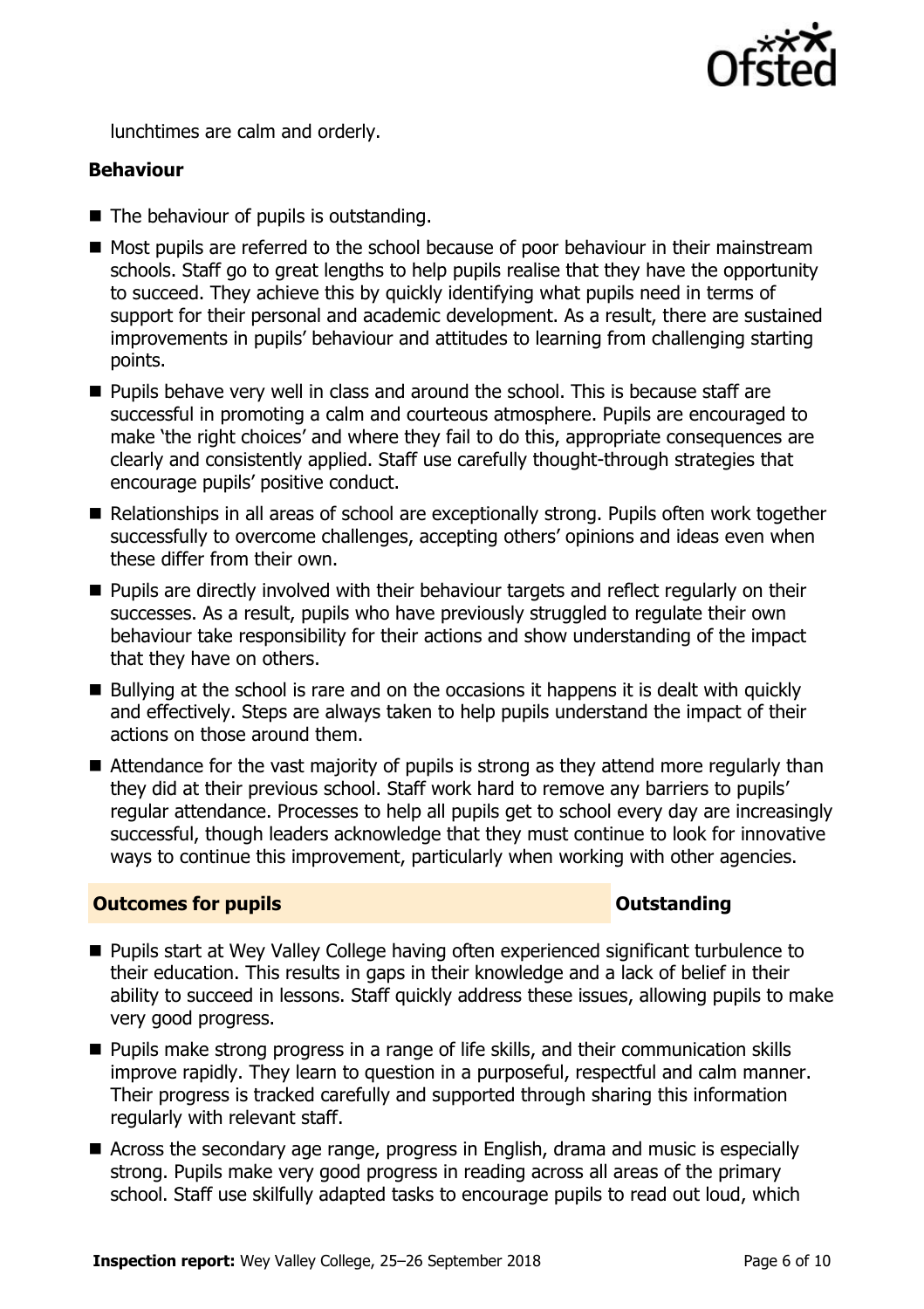lunchtimes are calm and orderly.

### Behaviour

- The behaviour of pupils is outstanding.
- Most pupils are referred to the school because of poor behaviour in their mainstream schools. Staff go to great lengths to help pupils realise that they have the opportunity to succeed. They achieve this by quickly identifying what pupils need in terms of support for their personal and academic development. As a result, there are sustained improvements in pupils' behaviour and attitudes to learning from challenging starting points.
- Pupils behave very well in class and around the school. This is because staff are successful in promoting a calm and courteous atmosphere. Pupils are encouraged to make 'the right choices' and where they fail to do this, appropriate consequences are clearly and consistently applied. Staff use carefully thought-through strategies that encourage pupils' positive conduct.
- Relationships in all areas of school are exceptionally strong. Pupils often work together successfully to overcome challenges, accepting others' opinions and ideas even when these differ from their own.
- Pupils are directly involved with their behaviour targets and reflect regularly on their successes. As a result, pupils who have previously struggled to regulate their own behaviour take responsibility for their actions and show understanding of the impact that they have on others.
- Bullying at the school is rare and on the occasions it happens it is dealt with quickly and effectively. Steps are always taken to help pupils understand the impact of their actions on those around them.
- Attendance for the vast majority of pupils is strong as they attend more regularly than they did at their previous school. Staff work hard to remove any barriers to pupils' regular attendance. Processes to help all pupils get to school every day are increasingly successful, though leaders acknowledge that they must continue to look for innovative ways to continue this improvement, particularly when working with other agencies.

## Outcomes for pupils — Outstanding

- Pupils start at Wey Valley College having often experienced significant turbulence to their education. This results in gaps in their knowledge and a lack of belief in their ability to succeed in lessons. Staff quickly address these issues, allowing pupils to make very good progress.
- Pupils make strong progress in a range of life skills, and their communication skills improve rapidly. They learn to question in a purposeful, respectful and calm manner. Their progress is tracked carefully and supported through sharing this information regularly with relevant staff.
- Across the secondary age range, progress in English, drama and music is especially strong. Pupils make very good progress in reading across all areas of the primary school. Staff use skilfully adapted tasks to encourage pupils to read out loud, which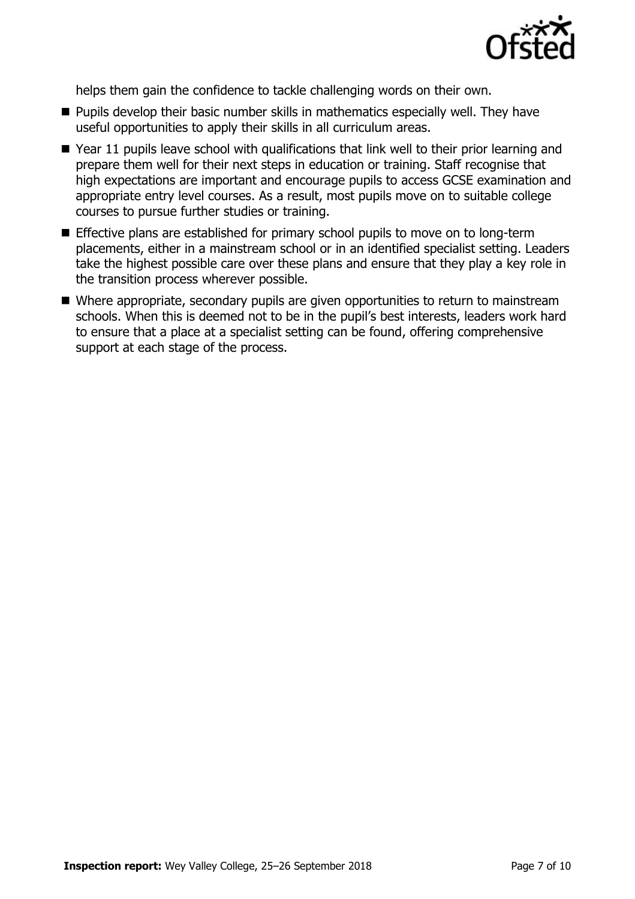helps them gain the confidence to tackle challenging words on their own.

- Pupils develop their basic number skills in mathematics especially well. They have useful opportunities to apply their skills in all curriculum areas.
- Year 11 pupils leave school with qualifications that link well to their prior learning and prepare them well for their next steps in education or training. Staff recognise that high expectations are important and encourage pupils to access GCSE examination and appropriate entry level courses. As a result, most pupils move on to suitable college courses to pursue further studies or training.
- Effective plans are established for primary school pupils to move on to long-term placements, either in a mainstream school or in an identified specialist setting. Leaders take the highest possible care over these plans and ensure that they play a key role in the transition process wherever possible.
- Where appropriate, secondary pupils are given opportunities to return to mainstream schools. When this is deemed not to be in the pupil's best interests, leaders work hard to ensure that a place at a specialist setting can be found, offering comprehensive support at each stage of the process.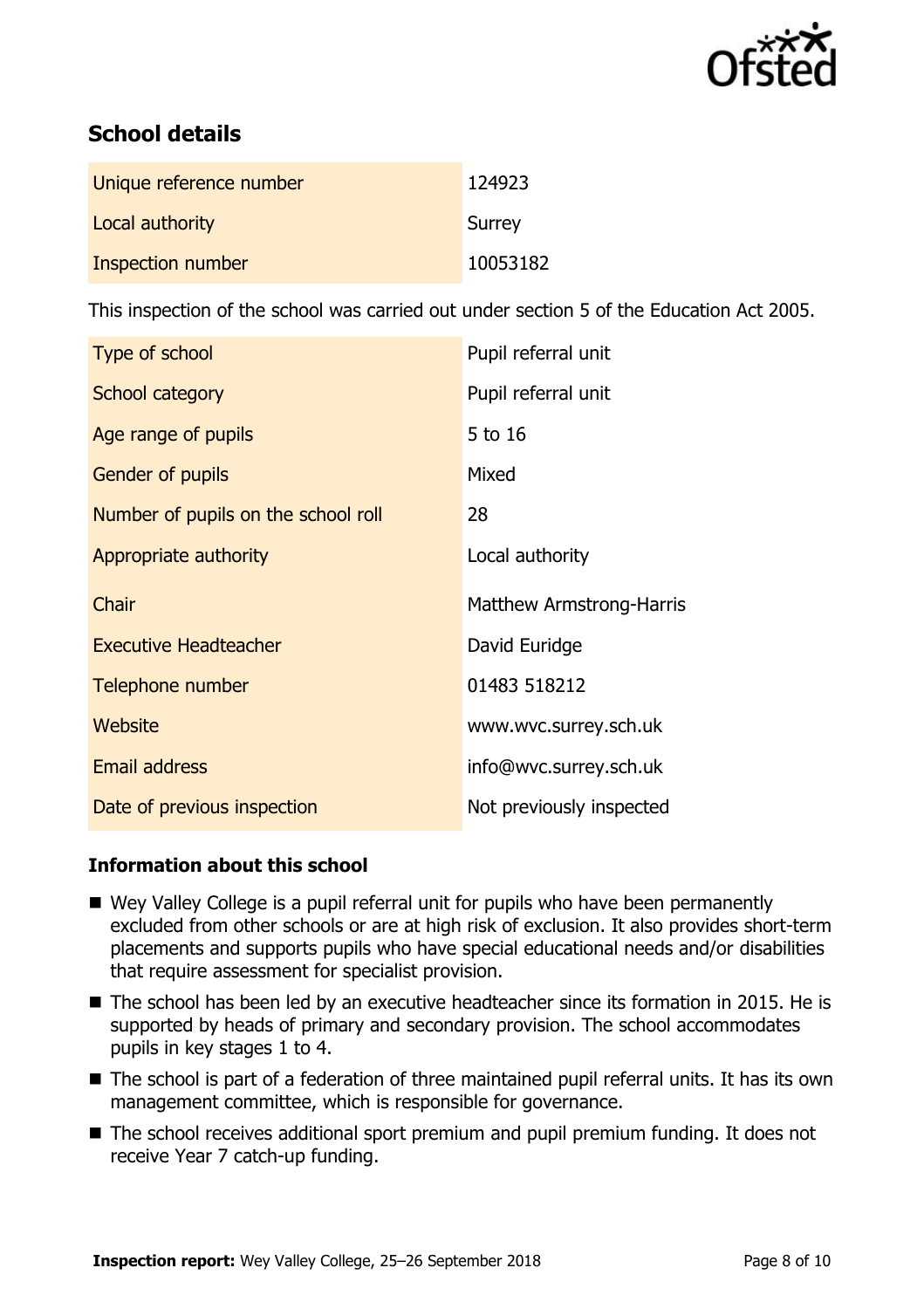## School details

| | |
|---|---|
| Unique reference number | 124923 |
| Local authority | Surrey |
| Inspection number | 10053182 |

This inspection of the school was carried out under section 5 of the Education Act 2005.

| | |
|---|---|
| Type of school | Pupil referral unit |
| School category | Pupil referral unit |
| Age range of pupils | 5 to 16 |
| Gender of pupils | Mixed |
| Number of pupils on the school roll | 28 |
| Appropriate authority | Local authority |
| Chair | Matthew Armstrong-Harris |
| Executive Headteacher | David Euridge |
| Telephone number | 01483 518212 |
| Website | www.wvc.surrey.sch.uk |
| Email address | info@wvc.surrey.sch.uk |
| Date of previous inspection | Not previously inspected |

### Information about this school

- Wey Valley College is a pupil referral unit for pupils who have been permanently excluded from other schools or are at high risk of exclusion. It also provides short-term placements and supports pupils who have special educational needs and/or disabilities that require assessment for specialist provision.
- The school has been led by an executive headteacher since its formation in 2015. He is supported by heads of primary and secondary provision. The school accommodates pupils in key stages 1 to 4.
- The school is part of a federation of three maintained pupil referral units. It has its own management committee, which is responsible for governance.
- The school receives additional sport premium and pupil premium funding. It does not receive Year 7 catch-up funding.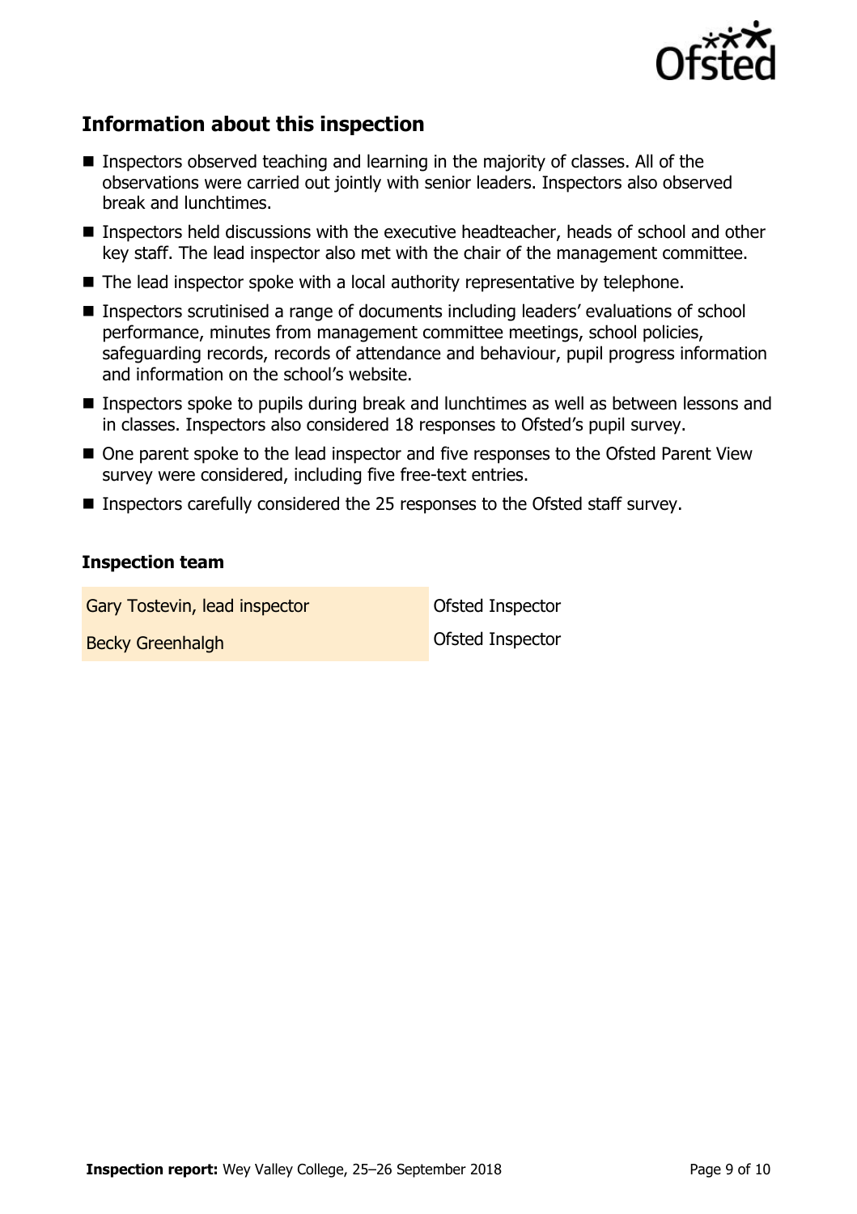## Information about this inspection

- Inspectors observed teaching and learning in the majority of classes. All of the observations were carried out jointly with senior leaders. Inspectors also observed break and lunchtimes.
- Inspectors held discussions with the executive headteacher, heads of school and other key staff. The lead inspector also met with the chair of the management committee.
- The lead inspector spoke with a local authority representative by telephone.
- Inspectors scrutinised a range of documents including leaders' evaluations of school performance, minutes from management committee meetings, school policies, safeguarding records, records of attendance and behaviour, pupil progress information and information on the school's website.
- Inspectors spoke to pupils during break and lunchtimes as well as between lessons and in classes. Inspectors also considered 18 responses to Ofsted's pupil survey.
- One parent spoke to the lead inspector and five responses to the Ofsted Parent View survey were considered, including five free-text entries.
- Inspectors carefully considered the 25 responses to the Ofsted staff survey.

### Inspection team

| | |
|---|---|
| Gary Tostevin, lead inspector | Ofsted Inspector |
| Becky Greenhalgh | Ofsted Inspector |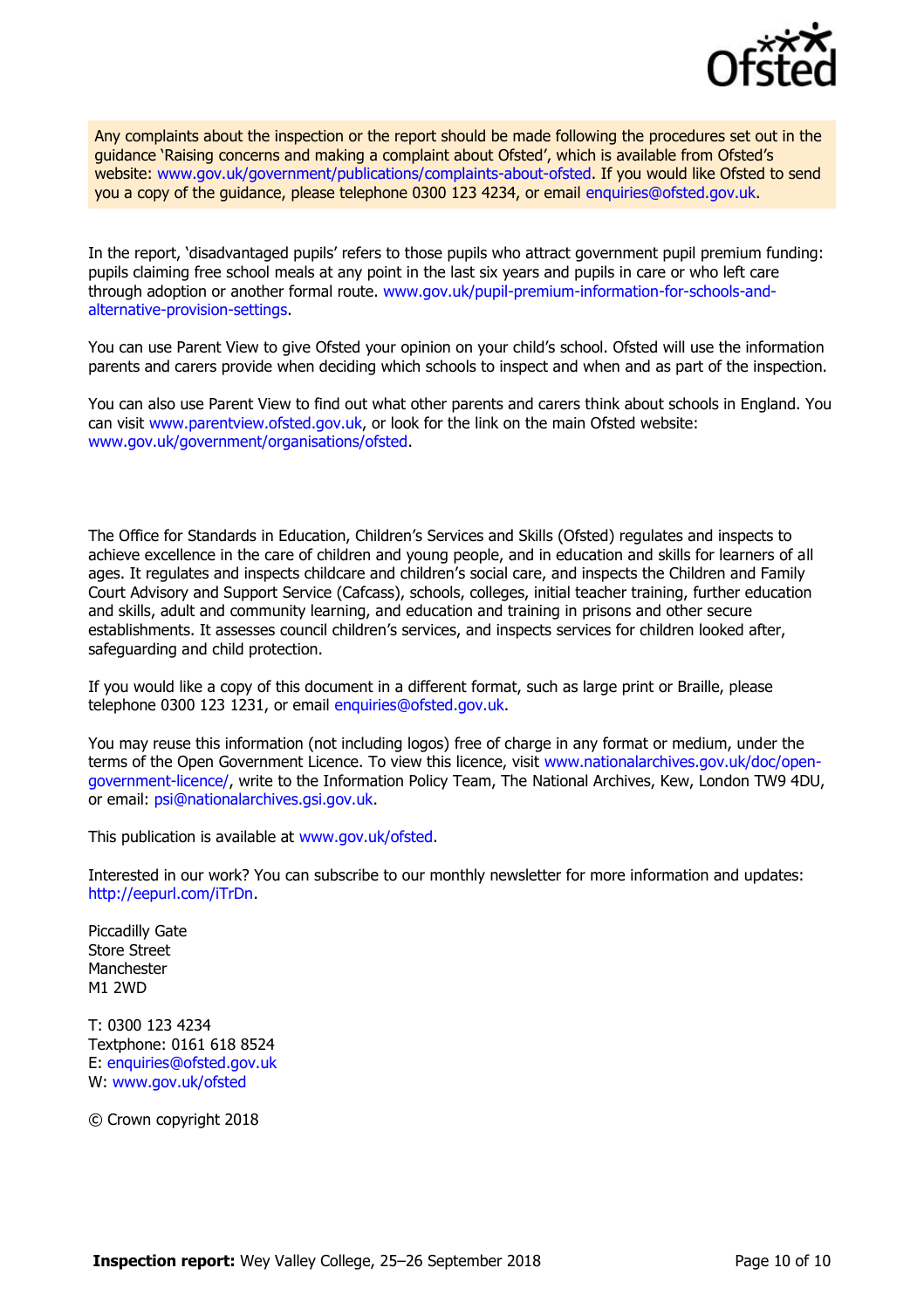Any complaints about the inspection or the report should be made following the procedures set out in the guidance 'Raising concerns and making a complaint about Ofsted', which is available from Ofsted's website: www.gov.uk/government/publications/complaints-about-ofsted. If you would like Ofsted to send you a copy of the guidance, please telephone 0300 123 4234, or email enquiries@ofsted.gov.uk.

In the report, 'disadvantaged pupils' refers to those pupils who attract government pupil premium funding: pupils claiming free school meals at any point in the last six years and pupils in care or who left care through adoption or another formal route. www.gov.uk/pupil-premium-information-for-schools-and-alternative-provision-settings.

You can use Parent View to give Ofsted your opinion on your child's school. Ofsted will use the information parents and carers provide when deciding which schools to inspect and when and as part of the inspection.

You can also use Parent View to find out what other parents and carers think about schools in England. You can visit www.parentview.ofsted.gov.uk, or look for the link on the main Ofsted website: www.gov.uk/government/organisations/ofsted.

The Office for Standards in Education, Children's Services and Skills (Ofsted) regulates and inspects to achieve excellence in the care of children and young people, and in education and skills for learners of all ages. It regulates and inspects childcare and children's social care, and inspects the Children and Family Court Advisory and Support Service (Cafcass), schools, colleges, initial teacher training, further education and skills, adult and community learning, and education and training in prisons and other secure establishments. It assesses council children's services, and inspects services for children looked after, safeguarding and child protection.

If you would like a copy of this document in a different format, such as large print or Braille, please telephone 0300 123 1231, or email enquiries@ofsted.gov.uk.

You may reuse this information (not including logos) free of charge in any format or medium, under the terms of the Open Government Licence. To view this licence, visit www.nationalarchives.gov.uk/doc/open-government-licence/, write to the Information Policy Team, The National Archives, Kew, London TW9 4DU, or email: psi@nationalarchives.gsi.gov.uk.

This publication is available at www.gov.uk/ofsted.

Interested in our work? You can subscribe to our monthly newsletter for more information and updates: http://eepurl.com/iTrDn.

Piccadilly Gate
Store Street
Manchester
M1 2WD

T: 0300 123 4234
Textphone: 0161 618 8524
E: enquiries@ofsted.gov.uk
W: www.gov.uk/ofsted

© Crown copyright 2018